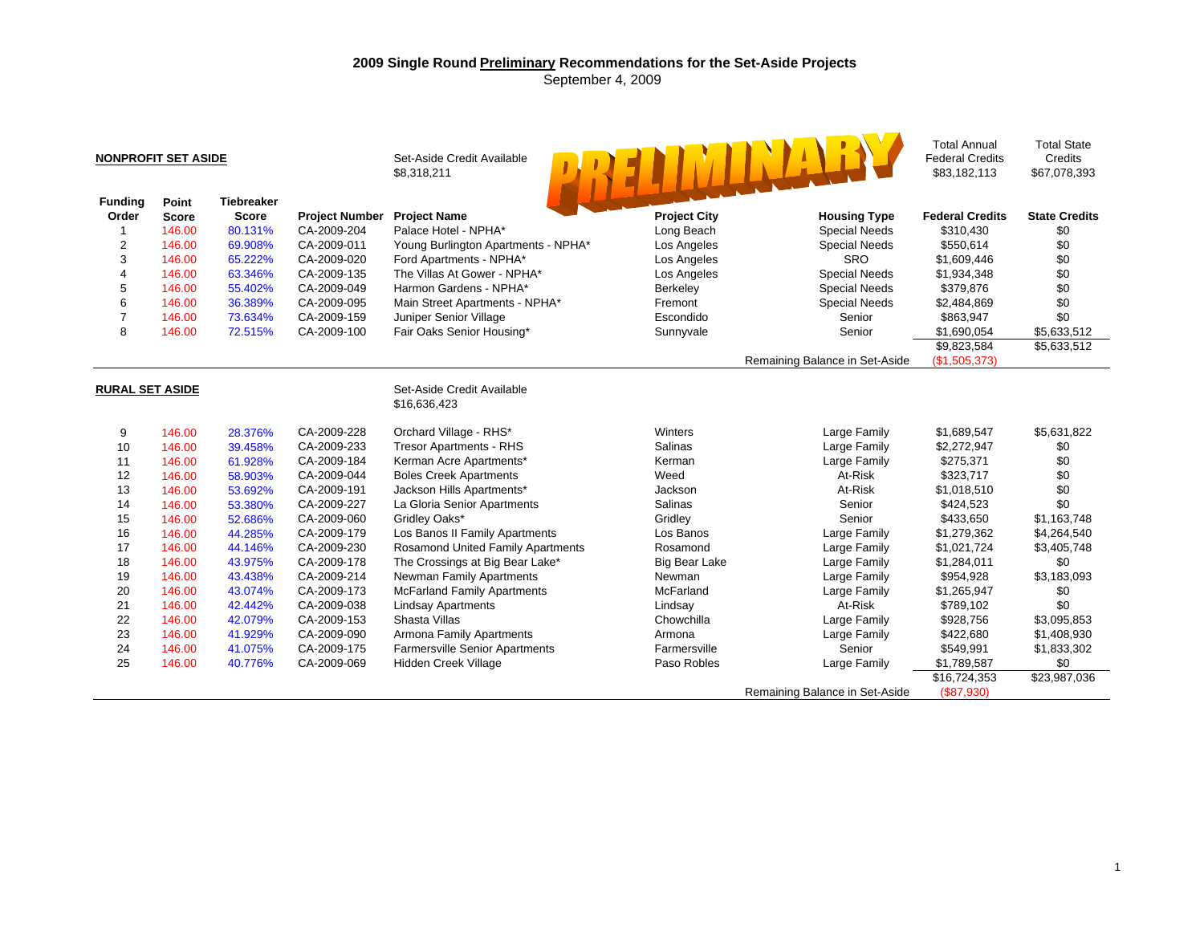# 2009 Single Round Preliminary Recommendations for the Set-Aside Projects

September 4, 2009

PRELIMINARY

| | | | | | | | Total Annual Federal Credits | Total State Credits |
|---|---|---|---|---|---|---|---|---|
| **NONPROFIT SET ASIDE** | | | | Set-Aside Credit Available $8,318,211 | | | $83,182,113 | $67,078,393 |
| **Funding Order** | **Point Score** | **Tiebreaker Score** | **Project Number** | **Project Name** | **Project City** | **Housing Type** | **Federal Credits** | **State Credits** |
| 1 | 146.00 | 80.131% | CA-2009-204 | Palace Hotel - NPHA* | Long Beach | Special Needs | $310,430 | $0 |
| 2 | 146.00 | 69.908% | CA-2009-011 | Young Burlington Apartments - NPHA* | Los Angeles | Special Needs | $550,614 | $0 |
| 3 | 146.00 | 65.222% | CA-2009-020 | Ford Apartments - NPHA* | Los Angeles | SRO | $1,609,446 | $0 |
| 4 | 146.00 | 63.346% | CA-2009-135 | The Villas At Gower - NPHA* | Los Angeles | Special Needs | $1,934,348 | $0 |
| 5 | 146.00 | 55.402% | CA-2009-049 | Harmon Gardens - NPHA* | Berkeley | Special Needs | $379,876 | $0 |
| 6 | 146.00 | 36.389% | CA-2009-095 | Main Street Apartments - NPHA* | Fremont | Special Needs | $2,484,869 | $0 |
| 7 | 146.00 | 73.634% | CA-2009-159 | Juniper Senior Village | Escondido | Senior | $863,947 | $0 |
| 8 | 146.00 | 72.515% | CA-2009-100 | Fair Oaks Senior Housing* | Sunnyvale | Senior | $1,690,054 | $5,633,512 |
| | | | | | | | $9,823,584 | $5,633,512 |
| | | | | | | Remaining Balance in Set-Aside | ($1,505,373) | |
| **RURAL SET ASIDE** | | | | Set-Aside Credit Available $16,636,423 | | | | |
| 9 | 146.00 | 28.376% | CA-2009-228 | Orchard Village - RHS* | Winters | Large Family | $1,689,547 | $5,631,822 |
| 10 | 146.00 | 39.458% | CA-2009-233 | Tresor Apartments - RHS | Salinas | Large Family | $2,272,947 | $0 |
| 11 | 146.00 | 61.928% | CA-2009-184 | Kerman Acre Apartments* | Kerman | Large Family | $275,371 | $0 |
| 12 | 146.00 | 58.903% | CA-2009-044 | Boles Creek Apartments | Weed | At-Risk | $323,717 | $0 |
| 13 | 146.00 | 53.692% | CA-2009-191 | Jackson Hills Apartments* | Jackson | At-Risk | $1,018,510 | $0 |
| 14 | 146.00 | 53.380% | CA-2009-227 | La Gloria Senior Apartments | Salinas | Senior | $424,523 | $0 |
| 15 | 146.00 | 52.686% | CA-2009-060 | Gridley Oaks* | Gridley | Senior | $433,650 | $1,163,748 |
| 16 | 146.00 | 44.285% | CA-2009-179 | Los Banos II Family Apartments | Los Banos | Large Family | $1,279,362 | $4,264,540 |
| 17 | 146.00 | 44.146% | CA-2009-230 | Rosamond United Family Apartments | Rosamond | Large Family | $1,021,724 | $3,405,748 |
| 18 | 146.00 | 43.975% | CA-2009-178 | The Crossings at Big Bear Lake* | Big Bear Lake | Large Family | $1,284,011 | $0 |
| 19 | 146.00 | 43.438% | CA-2009-214 | Newman Family Apartments | Newman | Large Family | $954,928 | $3,183,093 |
| 20 | 146.00 | 43.074% | CA-2009-173 | McFarland Family Apartments | McFarland | Large Family | $1,265,947 | $0 |
| 21 | 146.00 | 42.442% | CA-2009-038 | Lindsay Apartments | Lindsay | At-Risk | $789,102 | $0 |
| 22 | 146.00 | 42.079% | CA-2009-153 | Shasta Villas | Chowchilla | Large Family | $928,756 | $3,095,853 |
| 23 | 146.00 | 41.929% | CA-2009-090 | Armona Family Apartments | Armona | Large Family | $422,680 | $1,408,930 |
| 24 | 146.00 | 41.075% | CA-2009-175 | Farmersville Senior Apartments | Farmersville | Senior | $549,991 | $1,833,302 |
| 25 | 146.00 | 40.776% | CA-2009-069 | Hidden Creek Village | Paso Robles | Large Family | $1,789,587 | $0 |
| | | | | | | | $16,724,353 | $23,987,036 |
| | | | | | | Remaining Balance in Set-Aside | ($87,930) | |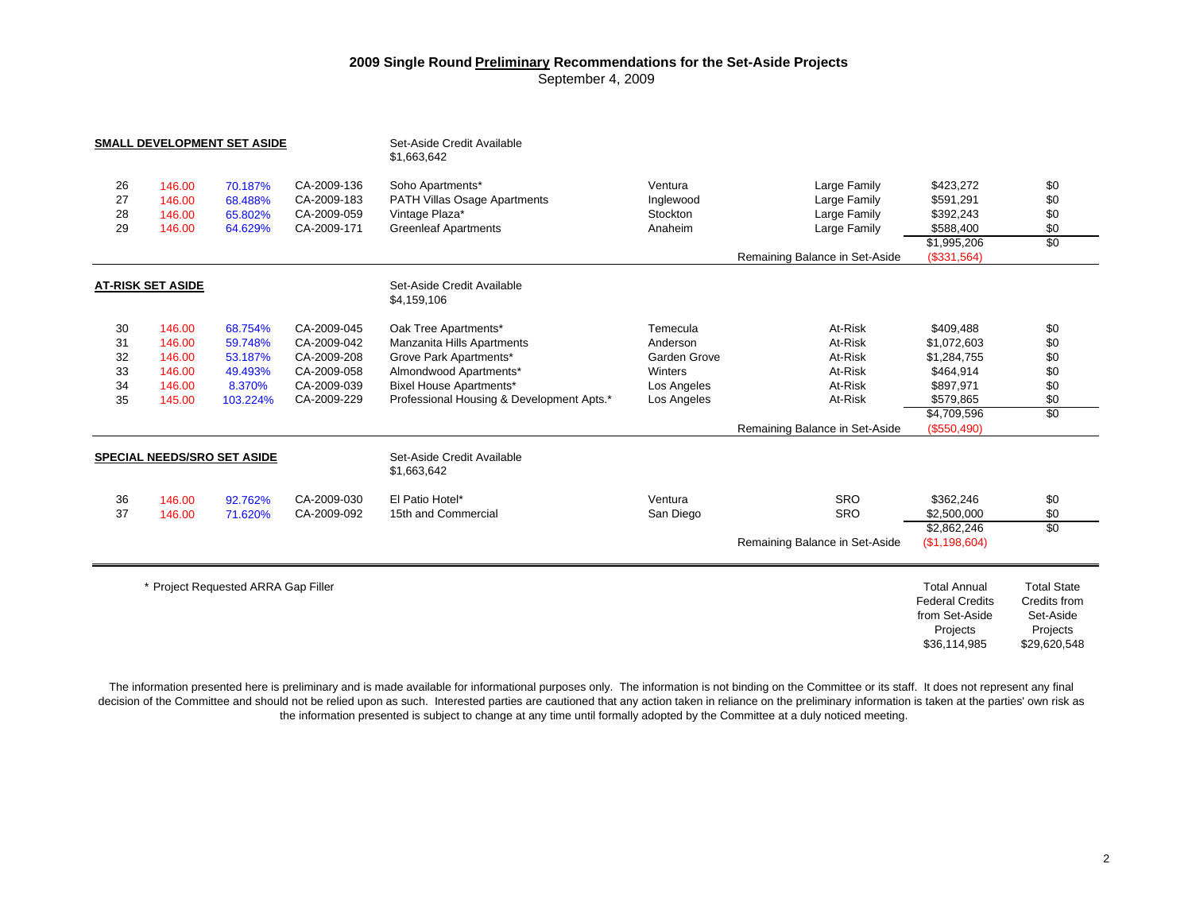## 2009 Single Round Preliminary Recommendations for the Set-Aside Projects

September 4, 2009

### SMALL DEVELOPMENT SET ASIDE

Set-Aside Credit Available
$1,663,642

| | | | | | | | | |
|---|---|---|---|---|---|---|---|---|
| 26 | 146.00 | 70.187% | CA-2009-136 | Soho Apartments* | Ventura | Large Family | $423,272 | $0 |
| 27 | 146.00 | 68.488% | CA-2009-183 | PATH Villas Osage Apartments | Inglewood | Large Family | $591,291 | $0 |
| 28 | 146.00 | 65.802% | CA-2009-059 | Vintage Plaza* | Stockton | Large Family | $392,243 | $0 |
| 29 | 146.00 | 64.629% | CA-2009-171 | Greenleaf Apartments | Anaheim | Large Family | $588,400 | $0 |
| | | | | | | | $1,995,206 | $0 |
| | | | | | | Remaining Balance in Set-Aside | ($331,564) | |

### AT-RISK SET ASIDE

Set-Aside Credit Available
$4,159,106

| | | | | | | | | |
|---|---|---|---|---|---|---|---|---|
| 30 | 146.00 | 68.754% | CA-2009-045 | Oak Tree Apartments* | Temecula | At-Risk | $409,488 | $0 |
| 31 | 146.00 | 59.748% | CA-2009-042 | Manzanita Hills Apartments | Anderson | At-Risk | $1,072,603 | $0 |
| 32 | 146.00 | 53.187% | CA-2009-208 | Grove Park Apartments* | Garden Grove | At-Risk | $1,284,755 | $0 |
| 33 | 146.00 | 49.493% | CA-2009-058 | Almondwood Apartments* | Winters | At-Risk | $464,914 | $0 |
| 34 | 146.00 | 8.370% | CA-2009-039 | Bixel House Apartments* | Los Angeles | At-Risk | $897,971 | $0 |
| 35 | 145.00 | 103.224% | CA-2009-229 | Professional Housing & Development Apts.* | Los Angeles | At-Risk | $579,865 | $0 |
| | | | | | | | $4,709,596 | $0 |
| | | | | | | Remaining Balance in Set-Aside | ($550,490) | |

### SPECIAL NEEDS/SRO SET ASIDE

Set-Aside Credit Available
$1,663,642

| | | | | | | | | |
|---|---|---|---|---|---|---|---|---|
| 36 | 146.00 | 92.762% | CA-2009-030 | El Patio Hotel* | Ventura | SRO | $362,246 | $0 |
| 37 | 146.00 | 71.620% | CA-2009-092 | 15th and Commercial | San Diego | SRO | $2,500,000 | $0 |
| | | | | | | | $2,862,246 | $0 |
| | | | | | | Remaining Balance in Set-Aside | ($1,198,604) | |

\* Project Requested ARRA Gap Filler

| Total Annual Federal Credits from Set-Aside Projects | Total State Credits from Set-Aside Projects |
|---|---|
| $36,114,985 | $29,620,548 |

The information presented here is preliminary and is made available for informational purposes only. The information is not binding on the Committee or its staff. It does not represent any final decision of the Committee and should not be relied upon as such. Interested parties are cautioned that any action taken in reliance on the preliminary information is taken at the parties' own risk as the information presented is subject to change at any time until formally adopted by the Committee at a duly noticed meeting.